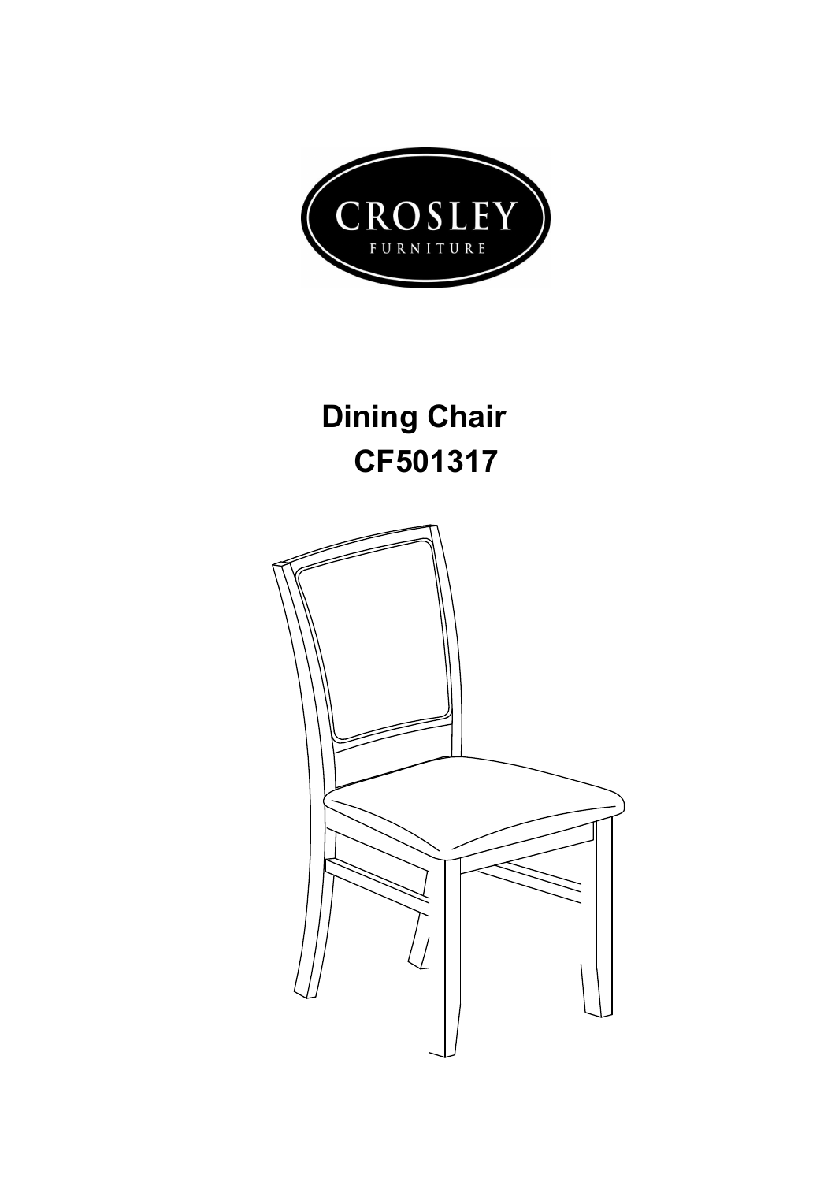CROSLEY

FURNITURE

# Dining Chair
# CF501317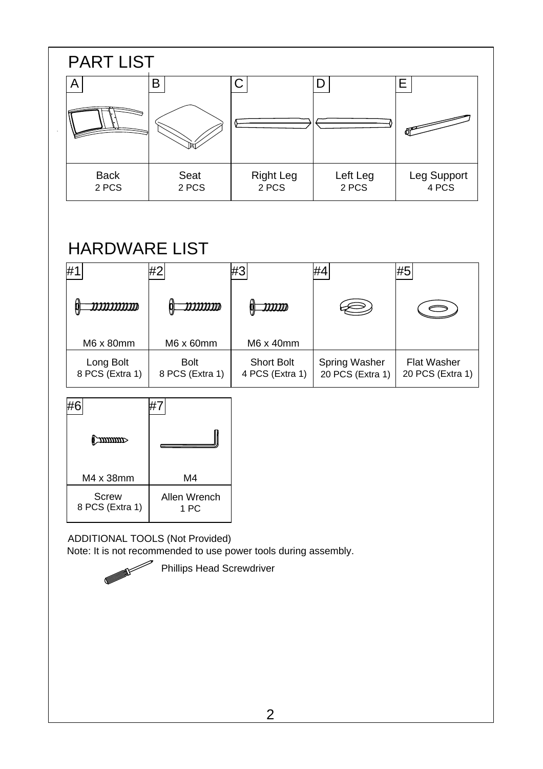# PART LIST

| A | B | C | D | E |
|---|---|---|---|---|
| Back<br>2 PCS | Seat<br>2 PCS | Right Leg<br>2 PCS | Left Leg<br>2 PCS | Leg Support<br>4 PCS |

# HARDWARE LIST

| #1 | #2 | #3 | #4 | #5 |
|---|---|---|---|---|
| M6 x 80mm | M6 x 60mm | M6 x 40mm | | |
| Long Bolt<br>8 PCS (Extra 1) | Bolt<br>8 PCS (Extra 1) | Short Bolt<br>4 PCS (Extra 1) | Spring Washer<br>20 PCS (Extra 1) | Flat Washer<br>20 PCS (Extra 1) |

| #6 | #7 |
|---|---|
| M4 x 38mm | M4 |
| Screw<br>8 PCS (Extra 1) | Allen Wrench<br>1 PC |

ADDITIONAL TOOLS (Not Provided)

Note: It is not recommended to use power tools during assembly.

Phillips Head Screwdriver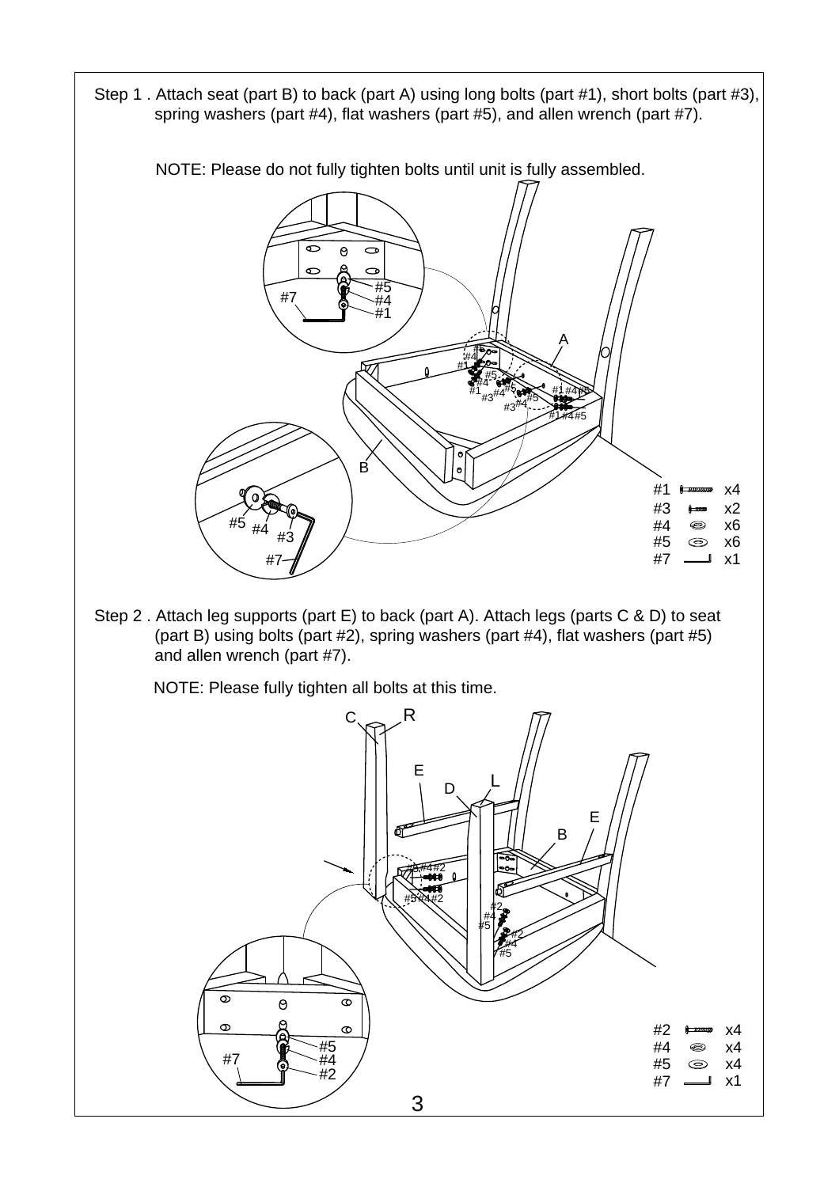Step 1 . Attach seat (part B) to back (part A) using long bolts (part #1), short bolts (part #3), spring washers (part #4), flat washers (part #5), and allen wrench (part #7).

NOTE: Please do not fully tighten bolts until unit is fully assembled.

| Part | Qty |
| --- | --- |
| #1 | x4 |
| #3 | x2 |
| #4 | x6 |
| #5 | x6 |
| #7 | x1 |

Step 2 . Attach leg supports (part E) to back (part A). Attach legs (parts C & D) to seat (part B) using bolts (part #2), spring washers (part #4), flat washers (part #5) and allen wrench (part #7).

NOTE: Please fully tighten all bolts at this time.

| Part | Qty |
| --- | --- |
| #2 | x4 |
| #4 | x4 |
| #5 | x4 |
| #7 | x1 |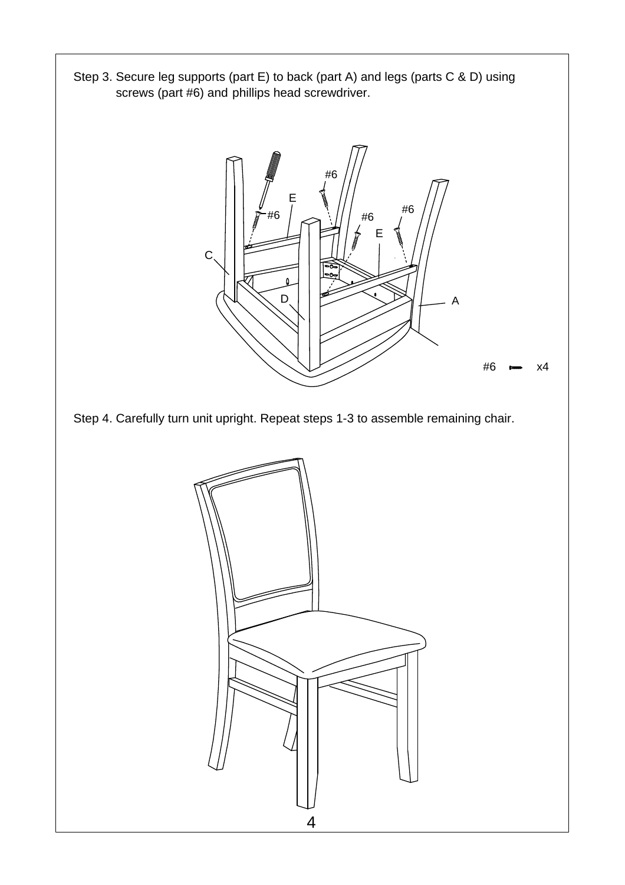Step 3. Secure leg supports (part E) to back (part A) and legs (parts C & D) using screws (part #6) and phillips head screwdriver.

#6

E

#6

#6

#6

E

C

D

A

#6 x4

Step 4. Carefully turn unit upright. Repeat steps 1-3 to assemble remaining chair.